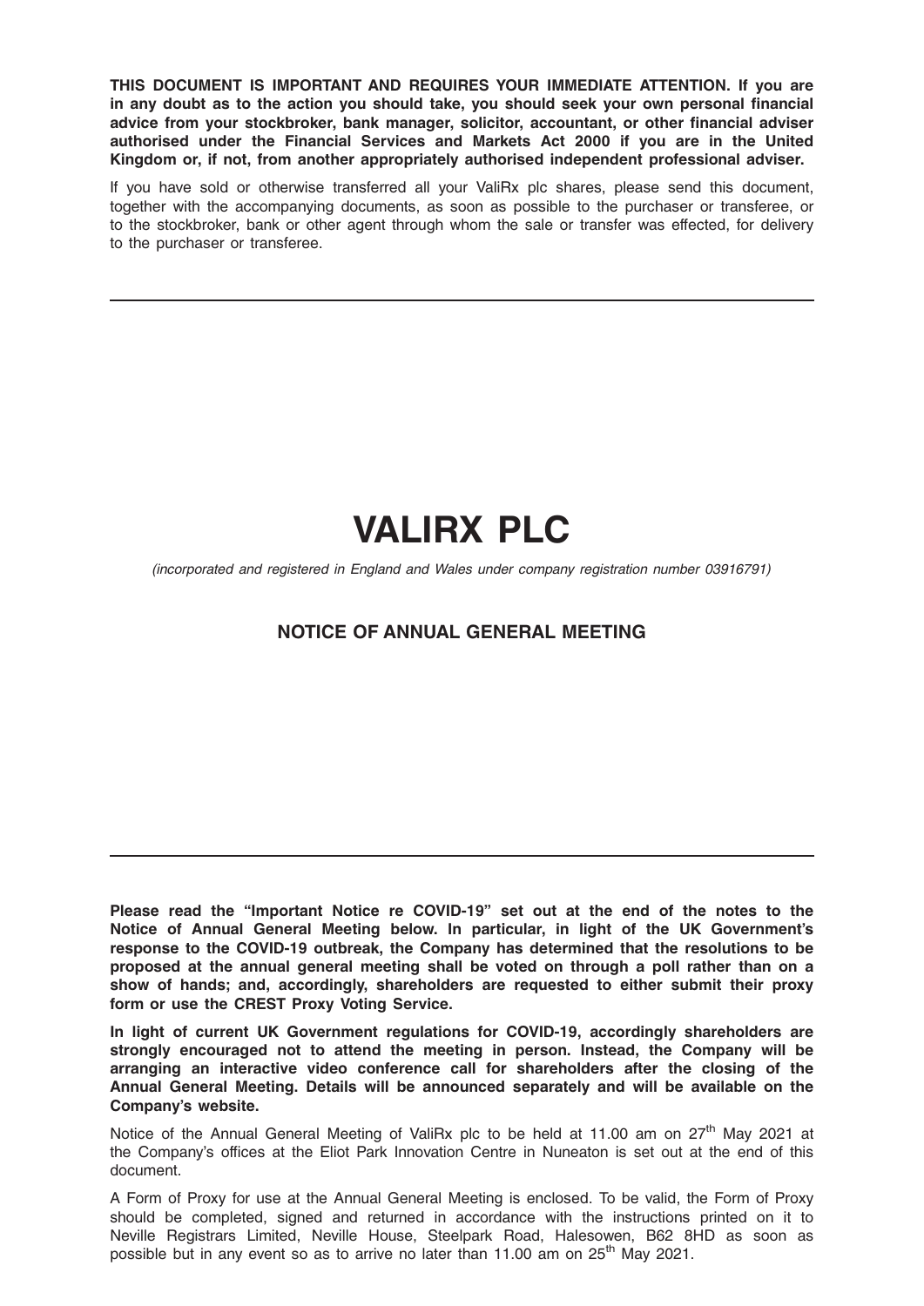**THIS DOCUMENT IS IMPORTANT AND REQUIRES YOUR IMMEDIATE ATTENTION. If you are in any doubt as to the action you should take, you should seek your own personal financial advice from your stockbroker, bank manager, solicitor, accountant, or other financial adviser authorised under the Financial Services and Markets Act 2000 if you are in the United Kingdom or, if not, from another appropriately authorised independent professional adviser.**

If you have sold or otherwise transferred all your ValiRx plc shares, please send this document, together with the accompanying documents, as soon as possible to the purchaser or transferee, or to the stockbroker, bank or other agent through whom the sale or transfer was effected, for delivery to the purchaser or transferee.

---

# VALIRX PLC

*(incorporated and registered in England and Wales under company registration number 03916791)*

## NOTICE OF ANNUAL GENERAL MEETING

---

**Please read the "Important Notice re COVID-19" set out at the end of the notes to the Notice of Annual General Meeting below. In particular, in light of the UK Government's response to the COVID-19 outbreak, the Company has determined that the resolutions to be proposed at the annual general meeting shall be voted on through a poll rather than on a show of hands; and, accordingly, shareholders are requested to either submit their proxy form or use the CREST Proxy Voting Service.**

**In light of current UK Government regulations for COVID-19, accordingly shareholders are strongly encouraged not to attend the meeting in person. Instead, the Company will be arranging an interactive video conference call for shareholders after the closing of the Annual General Meeting. Details will be announced separately and will be available on the Company's website.**

Notice of the Annual General Meeting of ValiRx plc to be held at 11.00 am on 27th May 2021 at the Company's offices at the Eliot Park Innovation Centre in Nuneaton is set out at the end of this document.

A Form of Proxy for use at the Annual General Meeting is enclosed. To be valid, the Form of Proxy should be completed, signed and returned in accordance with the instructions printed on it to Neville Registrars Limited, Neville House, Steelpark Road, Halesowen, B62 8HD as soon as possible but in any event so as to arrive no later than 11.00 am on 25th May 2021.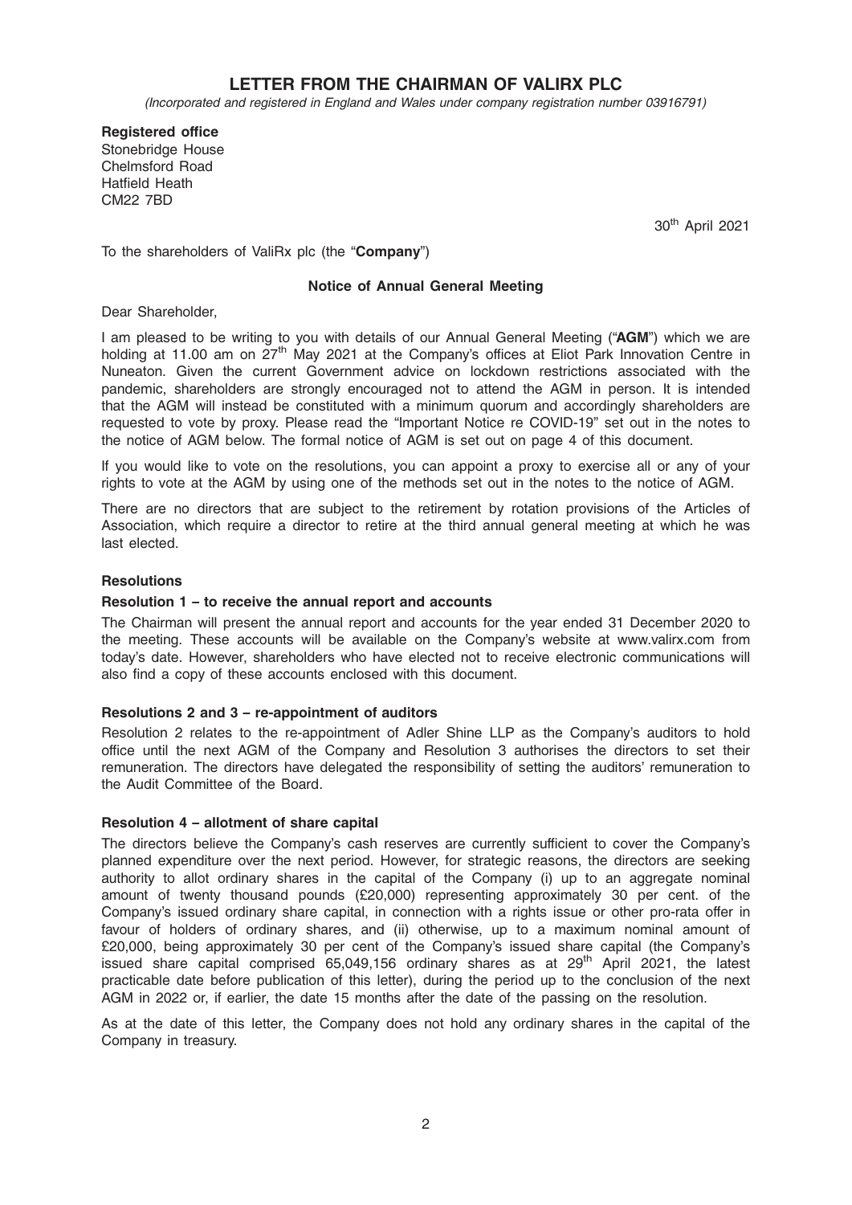# LETTER FROM THE CHAIRMAN OF VALIRX PLC

*(Incorporated and registered in England and Wales under company registration number 03916791)*

**Registered office**
Stonebridge House
Chelmsford Road
Hatfield Heath
CM22 7BD

30th April 2021

To the shareholders of ValiRx plc (the "**Company**")

**Notice of Annual General Meeting**

Dear Shareholder,

I am pleased to be writing to you with details of our Annual General Meeting ("**AGM**") which we are holding at 11.00 am on 27th May 2021 at the Company's offices at Eliot Park Innovation Centre in Nuneaton. Given the current Government advice on lockdown restrictions associated with the pandemic, shareholders are strongly encouraged not to attend the AGM in person. It is intended that the AGM will instead be constituted with a minimum quorum and accordingly shareholders are requested to vote by proxy. Please read the "Important Notice re COVID-19" set out in the notes to the notice of AGM below. The formal notice of AGM is set out on page 4 of this document.

If you would like to vote on the resolutions, you can appoint a proxy to exercise all or any of your rights to vote at the AGM by using one of the methods set out in the notes to the notice of AGM.

There are no directors that are subject to the retirement by rotation provisions of the Articles of Association, which require a director to retire at the third annual general meeting at which he was last elected.

## Resolutions

### Resolution 1 – to receive the annual report and accounts

The Chairman will present the annual report and accounts for the year ended 31 December 2020 to the meeting. These accounts will be available on the Company's website at www.valirx.com from today's date. However, shareholders who have elected not to receive electronic communications will also find a copy of these accounts enclosed with this document.

### Resolutions 2 and 3 – re-appointment of auditors

Resolution 2 relates to the re-appointment of Adler Shine LLP as the Company's auditors to hold office until the next AGM of the Company and Resolution 3 authorises the directors to set their remuneration. The directors have delegated the responsibility of setting the auditors' remuneration to the Audit Committee of the Board.

### Resolution 4 – allotment of share capital

The directors believe the Company's cash reserves are currently sufficient to cover the Company's planned expenditure over the next period. However, for strategic reasons, the directors are seeking authority to allot ordinary shares in the capital of the Company (i) up to an aggregate nominal amount of twenty thousand pounds (£20,000) representing approximately 30 per cent. of the Company's issued ordinary share capital, in connection with a rights issue or other pro-rata offer in favour of holders of ordinary shares, and (ii) otherwise, up to a maximum nominal amount of £20,000, being approximately 30 per cent of the Company's issued share capital (the Company's issued share capital comprised 65,049,156 ordinary shares as at 29th April 2021, the latest practicable date before publication of this letter), during the period up to the conclusion of the next AGM in 2022 or, if earlier, the date 15 months after the date of the passing on the resolution.

As at the date of this letter, the Company does not hold any ordinary shares in the capital of the Company in treasury.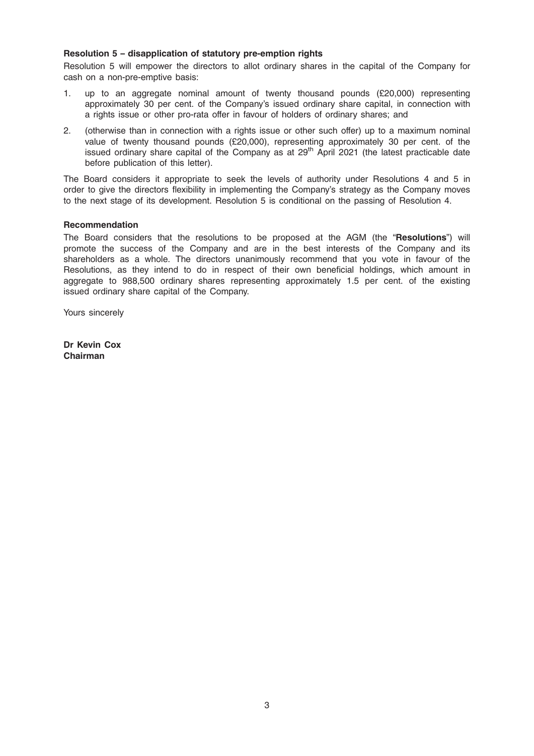**Resolution 5 – disapplication of statutory pre-emption rights**

Resolution 5 will empower the directors to allot ordinary shares in the capital of the Company for cash on a non-pre-emptive basis:

1. up to an aggregate nominal amount of twenty thousand pounds (£20,000) representing approximately 30 per cent. of the Company's issued ordinary share capital, in connection with a rights issue or other pro-rata offer in favour of holders of ordinary shares; and
2. (otherwise than in connection with a rights issue or other such offer) up to a maximum nominal value of twenty thousand pounds (£20,000), representing approximately 30 per cent. of the issued ordinary share capital of the Company as at 29th April 2021 (the latest practicable date before publication of this letter).

The Board considers it appropriate to seek the levels of authority under Resolutions 4 and 5 in order to give the directors flexibility in implementing the Company's strategy as the Company moves to the next stage of its development. Resolution 5 is conditional on the passing of Resolution 4.

**Recommendation**

The Board considers that the resolutions to be proposed at the AGM (the "**Resolutions**") will promote the success of the Company and are in the best interests of the Company and its shareholders as a whole. The directors unanimously recommend that you vote in favour of the Resolutions, as they intend to do in respect of their own beneficial holdings, which amount in aggregate to 988,500 ordinary shares representing approximately 1.5 per cent. of the existing issued ordinary share capital of the Company.

Yours sincerely

**Dr Kevin Cox**
**Chairman**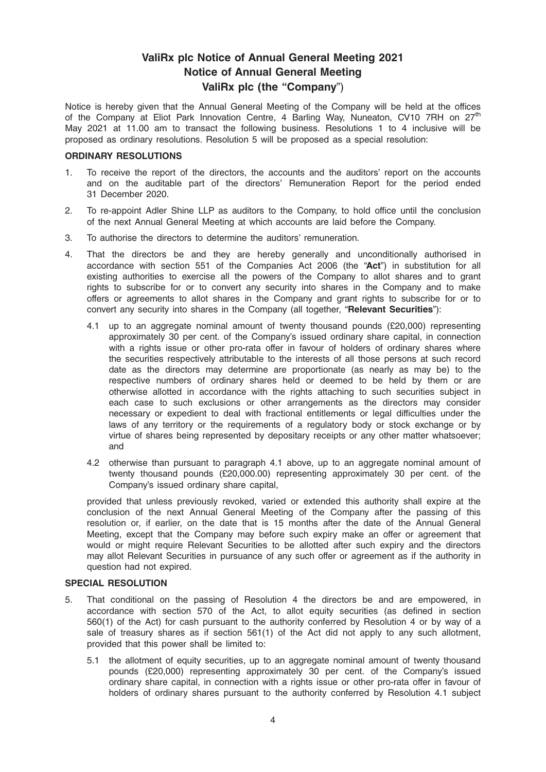# ValiRx plc Notice of Annual General Meeting 2021
# Notice of Annual General Meeting
# ValiRx plc (the "Company")

Notice is hereby given that the Annual General Meeting of the Company will be held at the offices of the Company at Eliot Park Innovation Centre, 4 Barling Way, Nuneaton, CV10 7RH on 27th May 2021 at 11.00 am to transact the following business. Resolutions 1 to 4 inclusive will be proposed as ordinary resolutions. Resolution 5 will be proposed as a special resolution:

### ORDINARY RESOLUTIONS

1. To receive the report of the directors, the accounts and the auditors' report on the accounts and on the auditable part of the directors' Remuneration Report for the period ended 31 December 2020.

2. To re-appoint Adler Shine LLP as auditors to the Company, to hold office until the conclusion of the next Annual General Meeting at which accounts are laid before the Company.

3. To authorise the directors to determine the auditors' remuneration.

4. That the directors be and they are hereby generally and unconditionally authorised in accordance with section 551 of the Companies Act 2006 (the "**Act**") in substitution for all existing authorities to exercise all the powers of the Company to allot shares and to grant rights to subscribe for or to convert any security into shares in the Company and to make offers or agreements to allot shares in the Company and grant rights to subscribe for or to convert any security into shares in the Company (all together, "**Relevant Securities**"):

   4.1 up to an aggregate nominal amount of twenty thousand pounds (£20,000) representing approximately 30 per cent. of the Company's issued ordinary share capital, in connection with a rights issue or other pro-rata offer in favour of holders of ordinary shares where the securities respectively attributable to the interests of all those persons at such record date as the directors may determine are proportionate (as nearly as may be) to the respective numbers of ordinary shares held or deemed to be held by them or are otherwise allotted in accordance with the rights attaching to such securities subject in each case to such exclusions or other arrangements as the directors may consider necessary or expedient to deal with fractional entitlements or legal difficulties under the laws of any territory or the requirements of a regulatory body or stock exchange or by virtue of shares being represented by depositary receipts or any other matter whatsoever; and

   4.2 otherwise than pursuant to paragraph 4.1 above, up to an aggregate nominal amount of twenty thousand pounds (£20,000.00) representing approximately 30 per cent. of the Company's issued ordinary share capital,

   provided that unless previously revoked, varied or extended this authority shall expire at the conclusion of the next Annual General Meeting of the Company after the passing of this resolution or, if earlier, on the date that is 15 months after the date of the Annual General Meeting, except that the Company may before such expiry make an offer or agreement that would or might require Relevant Securities to be allotted after such expiry and the directors may allot Relevant Securities in pursuance of any such offer or agreement as if the authority in question had not expired.

### SPECIAL RESOLUTION

5. That conditional on the passing of Resolution 4 the directors be and are empowered, in accordance with section 570 of the Act, to allot equity securities (as defined in section 560(1) of the Act) for cash pursuant to the authority conferred by Resolution 4 or by way of a sale of treasury shares as if section 561(1) of the Act did not apply to any such allotment, provided that this power shall be limited to:

   5.1 the allotment of equity securities, up to an aggregate nominal amount of twenty thousand pounds (£20,000) representing approximately 30 per cent. of the Company's issued ordinary share capital, in connection with a rights issue or other pro-rata offer in favour of holders of ordinary shares pursuant to the authority conferred by Resolution 4.1 subject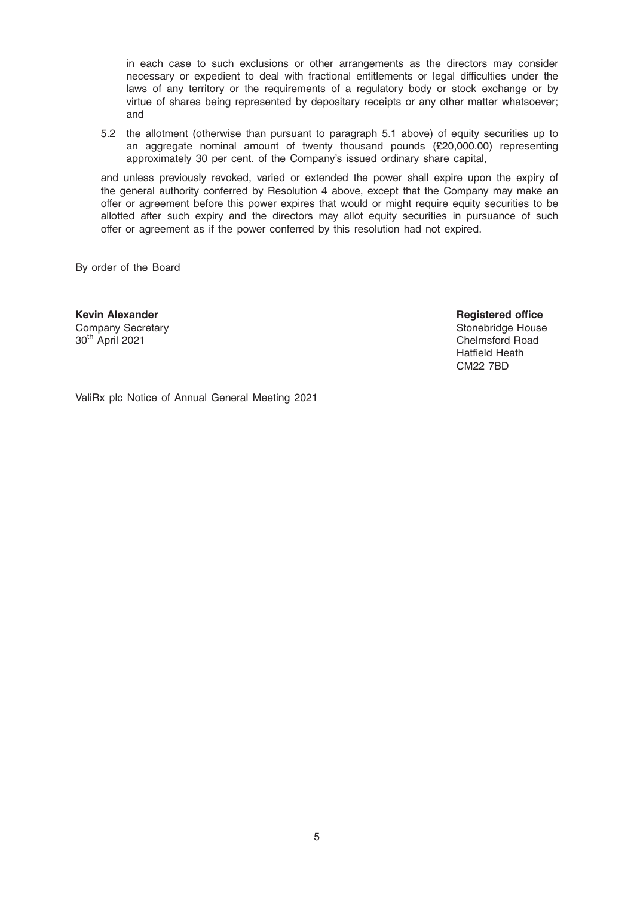in each case to such exclusions or other arrangements as the directors may consider necessary or expedient to deal with fractional entitlements or legal difficulties under the laws of any territory or the requirements of a regulatory body or stock exchange or by virtue of shares being represented by depositary receipts or any other matter whatsoever; and

5.2 the allotment (otherwise than pursuant to paragraph 5.1 above) of equity securities up to an aggregate nominal amount of twenty thousand pounds (£20,000.00) representing approximately 30 per cent. of the Company's issued ordinary share capital,

and unless previously revoked, varied or extended the power shall expire upon the expiry of the general authority conferred by Resolution 4 above, except that the Company may make an offer or agreement before this power expires that would or might require equity securities to be allotted after such expiry and the directors may allot equity securities in pursuance of such offer or agreement as if the power conferred by this resolution had not expired.

By order of the Board

**Kevin Alexander**
Company Secretary
30th April 2021

**Registered office**
Stonebridge House
Chelmsford Road
Hatfield Heath
CM22 7BD

ValiRx plc Notice of Annual General Meeting 2021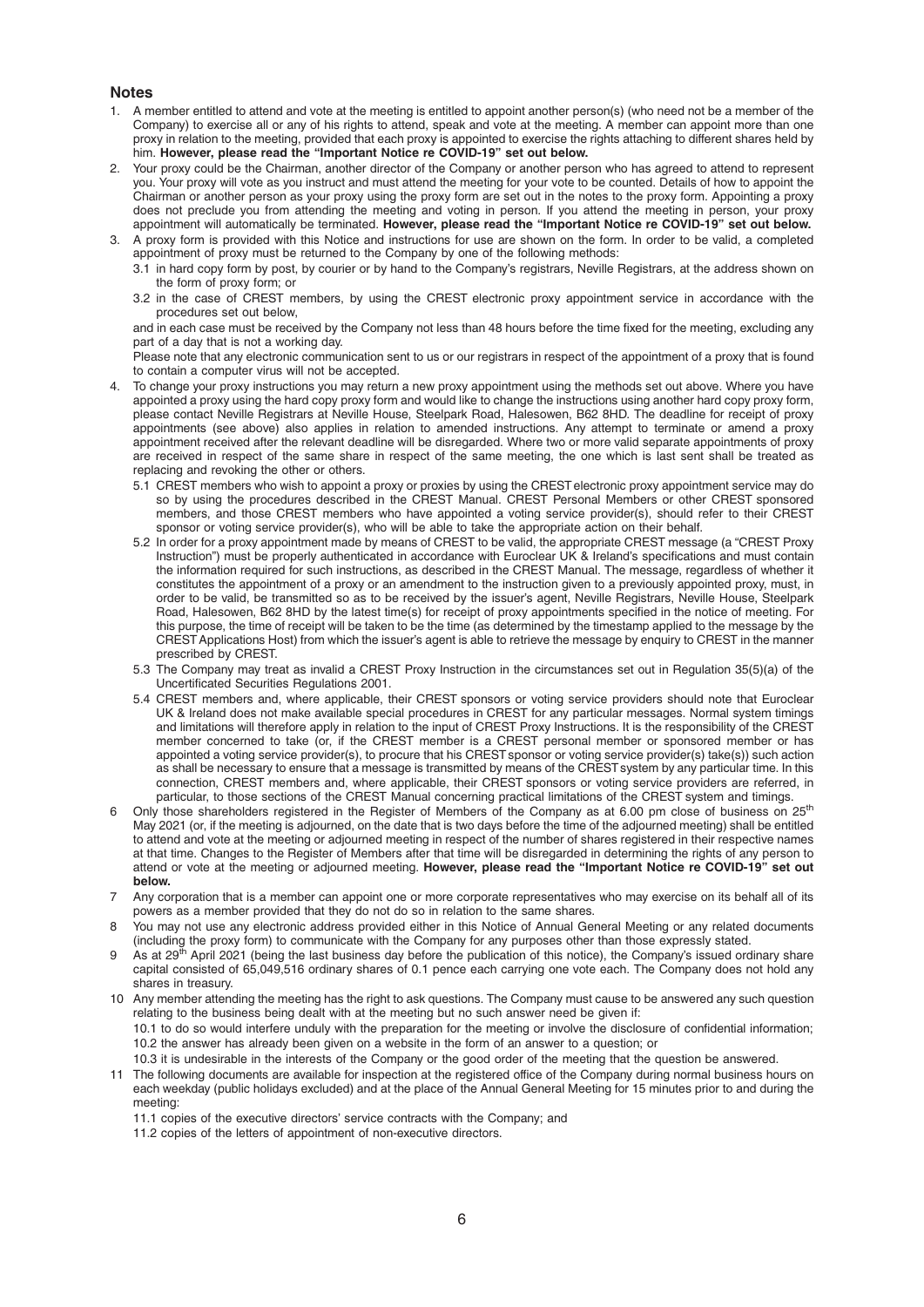## Notes

1. A member entitled to attend and vote at the meeting is entitled to appoint another person(s) (who need not be a member of the Company) to exercise all or any of his rights to attend, speak and vote at the meeting. A member can appoint more than one proxy in relation to the meeting, provided that each proxy is appointed to exercise the rights attaching to different shares held by him. **However, please read the "Important Notice re COVID-19" set out below.**
2. Your proxy could be the Chairman, another director of the Company or another person who has agreed to attend to represent you. Your proxy will vote as you instruct and must attend the meeting for your vote to be counted. Details of how to appoint the Chairman or another person as your proxy using the proxy form are set out in the notes to the proxy form. Appointing a proxy does not preclude you from attending the meeting and voting in person. If you attend the meeting in person, your proxy appointment will automatically be terminated. **However, please read the "Important Notice re COVID-19" set out below.**
3. A proxy form is provided with this Notice and instructions for use are shown on the form. In order to be valid, a completed appointment of proxy must be returned to the Company by one of the following methods:
   3.1 in hard copy form by post, by courier or by hand to the Company's registrars, Neville Registrars, at the address shown on the form of proxy form; or
   3.2 in the case of CREST members, by using the CREST electronic proxy appointment service in accordance with the procedures set out below,

   and in each case must be received by the Company not less than 48 hours before the time fixed for the meeting, excluding any part of a day that is not a working day.

   Please note that any electronic communication sent to us or our registrars in respect of the appointment of a proxy that is found to contain a computer virus will not be accepted.
4. To change your proxy instructions you may return a new proxy appointment using the methods set out above. Where you have appointed a proxy using the hard copy proxy form and would like to change the instructions using another hard copy proxy form, please contact Neville Registrars at Neville House, Steelpark Road, Halesowen, B62 8HD. The deadline for receipt of proxy appointments (see above) also applies in relation to amended instructions. Any attempt to terminate or amend a proxy appointment received after the relevant deadline will be disregarded. Where two or more valid separate appointments of proxy are received in respect of the same share in respect of the same meeting, the one which is last sent shall be treated as replacing and revoking the other or others.
   5.1 CREST members who wish to appoint a proxy or proxies by using the CREST electronic proxy appointment service may do so by using the procedures described in the CREST Manual. CREST Personal Members or other CREST sponsored members, and those CREST members who have appointed a voting service provider(s), should refer to their CREST sponsor or voting service provider(s), who will be able to take the appropriate action on their behalf.
   5.2 In order for a proxy appointment made by means of CREST to be valid, the appropriate CREST message (a "CREST Proxy Instruction") must be properly authenticated in accordance with Euroclear UK & Ireland's specifications and must contain the information required for such instructions, as described in the CREST Manual. The message, regardless of whether it constitutes the appointment of a proxy or an amendment to the instruction given to a previously appointed proxy, must, in order to be valid, be transmitted so as to be received by the issuer's agent, Neville Registrars, Neville House, Steelpark Road, Halesowen, B62 8HD by the latest time(s) for receipt of proxy appointments specified in the notice of meeting. For this purpose, the time of receipt will be taken to be the time (as determined by the timestamp applied to the message by the CREST Applications Host) from which the issuer's agent is able to retrieve the message by enquiry to CREST in the manner prescribed by CREST.
   5.3 The Company may treat as invalid a CREST Proxy Instruction in the circumstances set out in Regulation 35(5)(a) of the Uncertificated Securities Regulations 2001.
   5.4 CREST members and, where applicable, their CREST sponsors or voting service providers should note that Euroclear UK & Ireland does not make available special procedures in CREST for any particular messages. Normal system timings and limitations will therefore apply in relation to the input of CREST Proxy Instructions. It is the responsibility of the CREST member concerned to take (or, if the CREST member is a CREST personal member or sponsored member or has appointed a voting service provider(s), to procure that his CREST sponsor or voting service provider(s) take(s)) such action as shall be necessary to ensure that a message is transmitted by means of the CREST system by any particular time. In this connection, CREST members and, where applicable, their CREST sponsors or voting service providers are referred, in particular, to those sections of the CREST Manual concerning practical limitations of the CREST system and timings.
6. Only those shareholders registered in the Register of Members of the Company as at 6.00 pm close of business on 25th May 2021 (or, if the meeting is adjourned, on the date that is two days before the time of the adjourned meeting) shall be entitled to attend and vote at the meeting or adjourned meeting in respect of the number of shares registered in their respective names at that time. Changes to the Register of Members after that time will be disregarded in determining the rights of any person to attend or vote at the meeting or adjourned meeting. **However, please read the "Important Notice re COVID-19" set out below.**
7. Any corporation that is a member can appoint one or more corporate representatives who may exercise on its behalf all of its powers as a member provided that they do not do so in relation to the same shares.
8. You may not use any electronic address provided either in this Notice of Annual General Meeting or any related documents (including the proxy form) to communicate with the Company for any purposes other than those expressly stated.
9. As at 29th April 2021 (being the last business day before the publication of this notice), the Company's issued ordinary share capital consisted of 65,049,516 ordinary shares of 0.1 pence each carrying one vote each. The Company does not hold any shares in treasury.
10. Any member attending the meeting has the right to ask questions. The Company must cause to be answered any such question relating to the business being dealt with at the meeting but no such answer need be given if:
    10.1 to do so would interfere unduly with the preparation for the meeting or involve the disclosure of confidential information;
    10.2 the answer has already been given on a website in the form of an answer to a question; or
    10.3 it is undesirable in the interests of the Company or the good order of the meeting that the question be answered.
11. The following documents are available for inspection at the registered office of the Company during normal business hours on each weekday (public holidays excluded) and at the place of the Annual General Meeting for 15 minutes prior to and during the meeting:
    11.1 copies of the executive directors' service contracts with the Company; and
    11.2 copies of the letters of appointment of non-executive directors.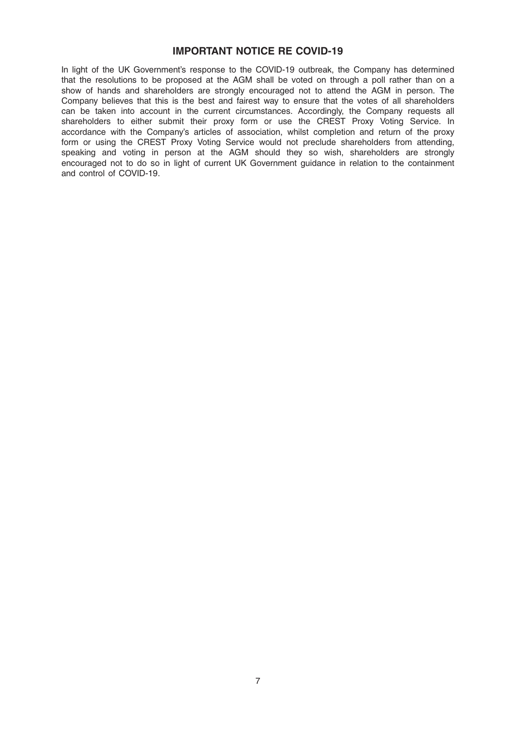## IMPORTANT NOTICE RE COVID-19

In light of the UK Government's response to the COVID-19 outbreak, the Company has determined that the resolutions to be proposed at the AGM shall be voted on through a poll rather than on a show of hands and shareholders are strongly encouraged not to attend the AGM in person. The Company believes that this is the best and fairest way to ensure that the votes of all shareholders can be taken into account in the current circumstances. Accordingly, the Company requests all shareholders to either submit their proxy form or use the CREST Proxy Voting Service. In accordance with the Company's articles of association, whilst completion and return of the proxy form or using the CREST Proxy Voting Service would not preclude shareholders from attending, speaking and voting in person at the AGM should they so wish, shareholders are strongly encouraged not to do so in light of current UK Government guidance in relation to the containment and control of COVID-19.